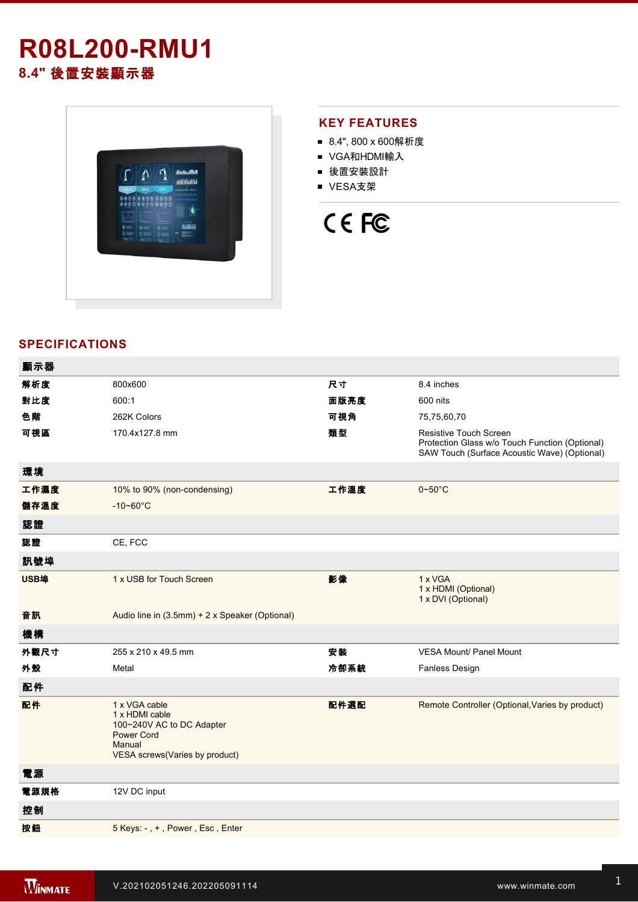# R08L200-RMU1

## 8.4" 後置安裝顯示器

## KEY FEATURES

- 8.4", 800 x 600解析度
- VGA和HDMI輸入
- 後置安裝設計
- VESA支架

## SPECIFICATIONS

| **顯示器** | | | |
|---|---|---|---|
| **解析度** | 800x600 | **尺寸** | 8.4 inches |
| **對比度** | 600:1 | **面版亮度** | 600 nits |
| **色階** | 262K Colors | **可視角** | 75,75,60,70 |
| **可視區** | 170.4x127.8 mm | **類型** | Resistive Touch Screen<br>Protection Glass w/o Touch Function (Optional)<br>SAW Touch (Surface Acoustic Wave) (Optional) |
| **環境** | | | |
| **工作濕度** | 10% to 90% (non-condensing) | **工作溫度** | 0~50°C |
| **儲存溫度** | -10~60°C | | |
| **認證** | | | |
| **認證** | CE, FCC | | |
| **訊號埠** | | | |
| **USB埠** | 1 x USB for Touch Screen | **影像** | 1 x VGA<br>1 x HDMI (Optional)<br>1 x DVI (Optional) |
| **音訊** | Audio line in (3.5mm) + 2 x Speaker (Optional) | | |
| **機構** | | | |
| **外觀尺寸** | 255 x 210 x 49.5 mm | **安裝** | VESA Mount/ Panel Mount |
| **外殼** | Metal | **冷卻系統** | Fanless Design |
| **配件** | | | |
| **配件** | 1 x VGA cable<br>1 x HDMI cable<br>100~240V AC to DC Adapter<br>Power Cord<br>Manual<br>VESA screws(Varies by product) | **配件選配** | Remote Controller (Optional,Varies by product) |
| **電源** | | | |
| **電源規格** | 12V DC input | | |
| **控制** | | | |
| **按鈕** | 5 Keys: - , + , Power , Esc , Enter | | |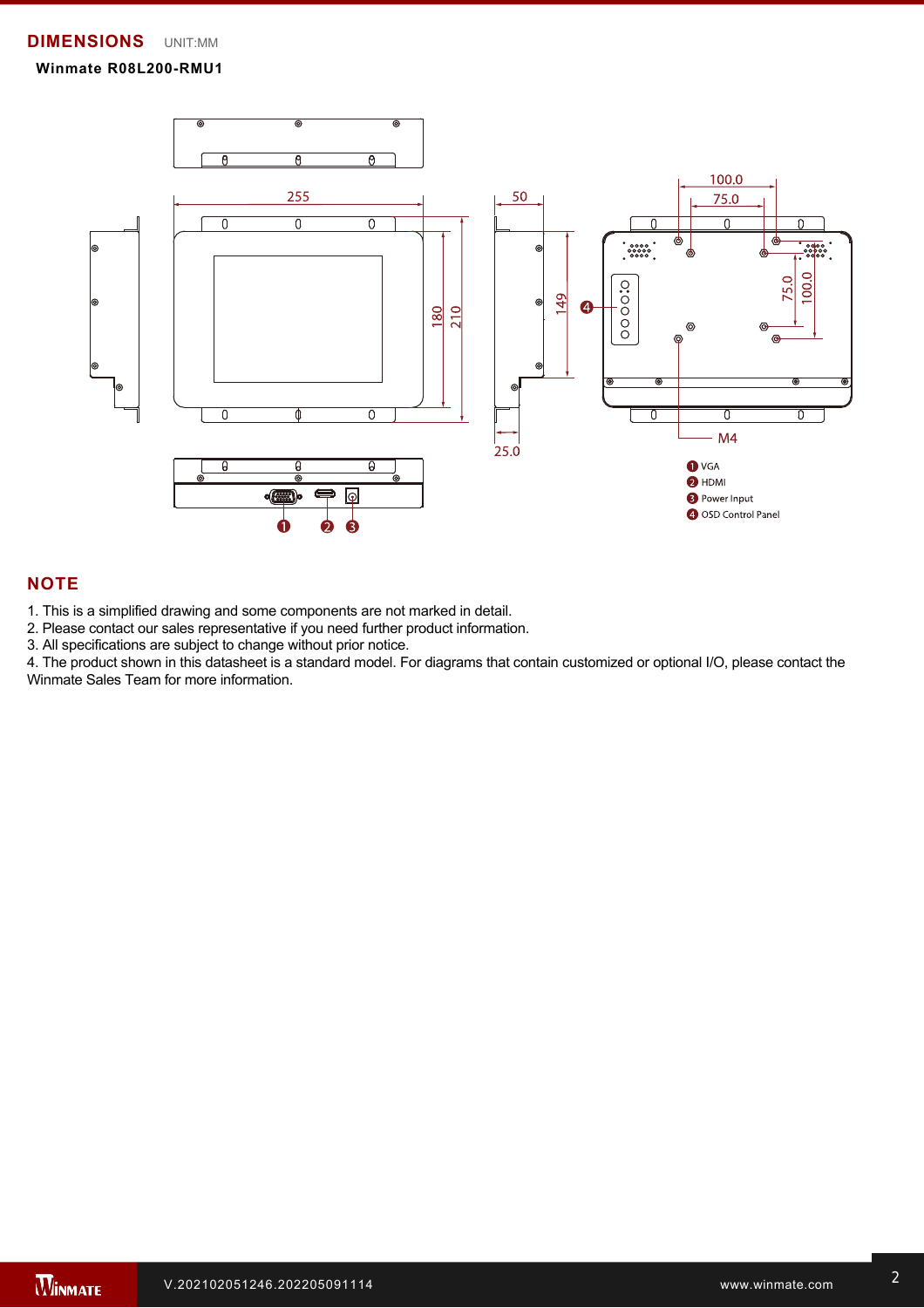## DIMENSIONS UNIT:MM

**Winmate R08L200-RMU1**

255

50

100.0

75.0

180

210

149

75.0

100.0

25.0

M4

1 VGA
2 HDMI
3 Power Input
4 OSD Control Panel

## NOTE

1. This is a simplified drawing and some components are not marked in detail.
2. Please contact our sales representative if you need further product information.
3. All specifications are subject to change without prior notice.
4. The product shown in this datasheet is a standard model. For diagrams that contain customized or optional I/O, please contact the Winmate Sales Team for more information.